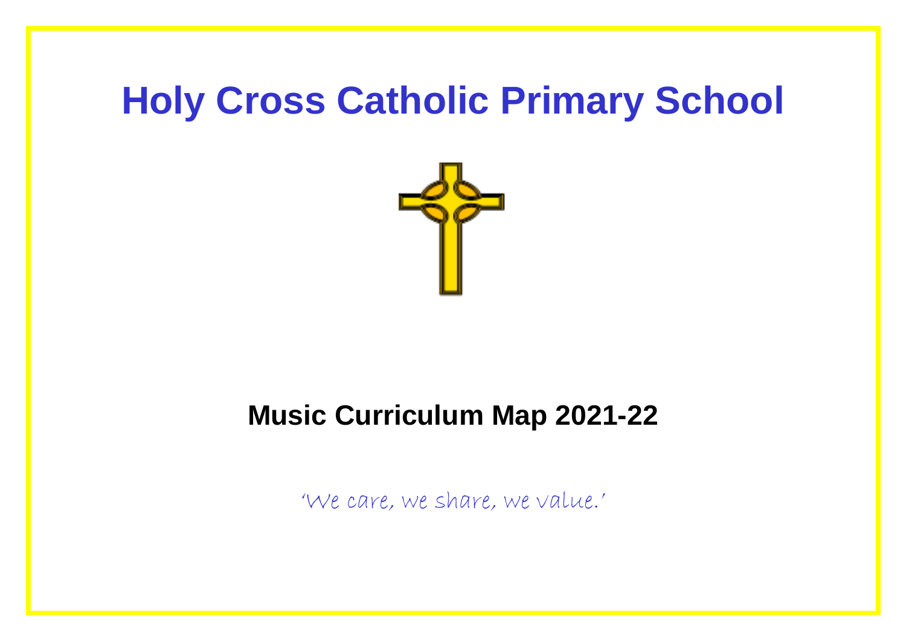# Holy Cross Catholic Primary School

## Music Curriculum Map 2021-22

*'We care, we share, we value.'*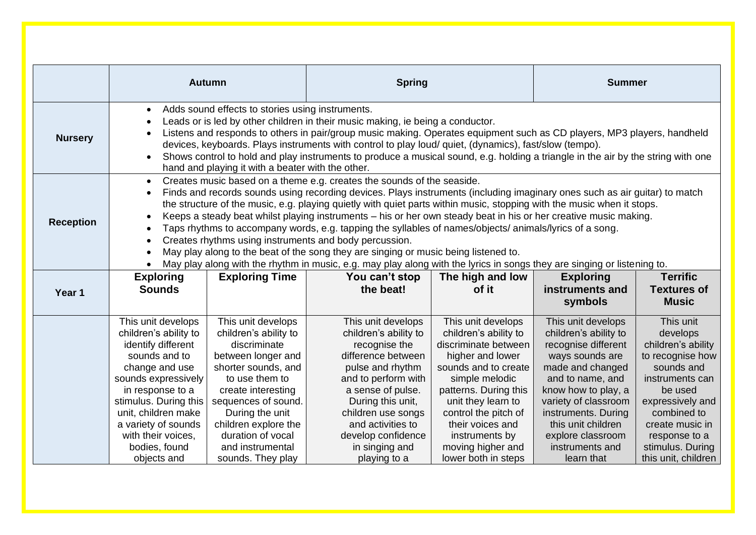| | Autumn | | Spring | | Summer | |
|---|---|---|---|---|---|---|
| **Nursery** | • Adds sound effects to stories using instruments.<br>• Leads or is led by other children in their music making, ie being a conductor.<br>• Listens and responds to others in pair/group music making. Operates equipment such as CD players, MP3 players, handheld devices, keyboards. Plays instruments with control to play loud/ quiet, (dynamics), fast/slow (tempo).<br>• Shows control to hold and play instruments to produce a musical sound, e.g. holding a triangle in the air by the string with one hand and playing it with a beater with the other. | | | | | |
| **Reception** | • Creates music based on a theme e.g. creates the sounds of the seaside.<br>• Finds and records sounds using recording devices. Plays instruments (including imaginary ones such as air guitar) to match the structure of the music, e.g. playing quietly with quiet parts within music, stopping with the music when it stops.<br>• Keeps a steady beat whilst playing instruments – his or her own steady beat in his or her creative music making.<br>• Taps rhythms to accompany words, e.g. tapping the syllables of names/objects/ animals/lyrics of a song.<br>• Creates rhythms using instruments and body percussion.<br>• May play along to the beat of the song they are singing or music being listened to.<br>• May play along with the rhythm in music, e.g. may play along with the lyrics in songs they are singing or listening to. | | | | | |
| **Year 1** | **Exploring Sounds** | **Exploring Time** | **You can't stop the beat!** | **The high and low of it** | **Exploring instruments and symbols** | **Terrific Textures of Music** |
| | This unit develops children's ability to identify different sounds and to change and use sounds expressively in response to a stimulus. During this unit, children make a variety of sounds with their voices, bodies, found objects and | This unit develops children's ability to discriminate between longer and shorter sounds, and to use them to create interesting sequences of sound. During the unit children explore the duration of vocal and instrumental sounds. They play | This unit develops children's ability to recognise the difference between pulse and rhythm and to perform with a sense of pulse. During this unit, children use songs and activities to develop confidence in singing and playing to a | This unit develops children's ability to discriminate between higher and lower sounds and to create simple melodic patterns. During this unit they learn to control the pitch of their voices and instruments by moving higher and lower both in steps | This unit develops children's ability to recognise different ways sounds are made and changed and to name, and know how to play, a variety of classroom instruments. During this unit children explore classroom instruments and learn that | This unit develops children's ability to recognise how sounds and instruments can be used expressively and combined to create music in response to a stimulus. During this unit, children |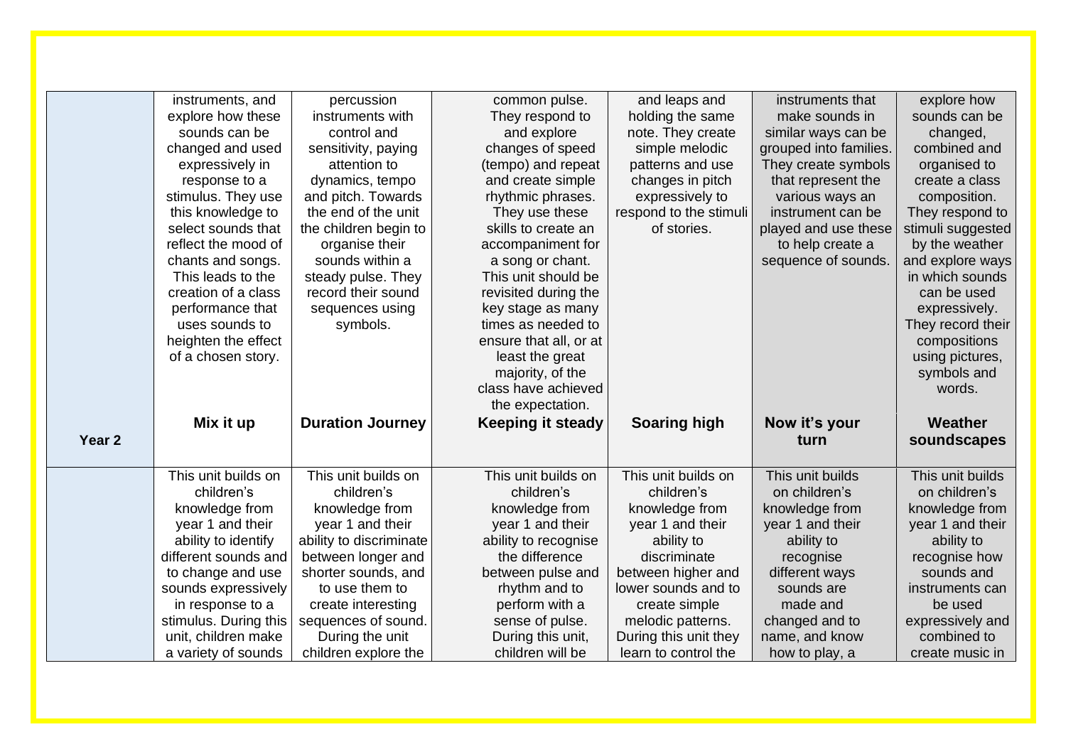| | | | | | | |
|---|---|---|---|---|---|---|
| | instruments, and explore how these sounds can be changed and used expressively in response to a stimulus. They use this knowledge to select sounds that reflect the mood of chants and songs. This leads to the creation of a class performance that uses sounds to heighten the effect of a chosen story. | percussion instruments with control and sensitivity, paying attention to dynamics, tempo and pitch. Towards the end of the unit the children begin to organise their sounds within a steady pulse. They record their sound sequences using symbols. | common pulse. They respond to and explore changes of speed (tempo) and repeat and create simple rhythmic phrases. They use these skills to create an accompaniment for a song or chant. This unit should be revisited during the key stage as many times as needed to ensure that all, or at least the great majority, of the class have achieved the expectation. | and leaps and holding the same note. They create simple melodic patterns and use changes in pitch expressively to respond to the stimuli of stories. | instruments that make sounds in similar ways can be grouped into families. They create symbols that represent the various ways an instrument can be played and use these to help create a sequence of sounds. | explore how sounds can be changed, combined and organised to create a class composition. They respond to stimuli suggested by the weather and explore ways in which sounds can be used expressively. They record their compositions using pictures, symbols and words. |
| **Year 2** | **Mix it up** | **Duration Journey** | **Keeping it steady** | **Soaring high** | **Now it's your turn** | **Weather soundscapes** |
| | This unit builds on children's knowledge from year 1 and their ability to identify different sounds and to change and use sounds expressively in response to a stimulus. During this unit, children make a variety of sounds | This unit builds on children's knowledge from year 1 and their ability to discriminate between longer and shorter sounds, and to use them to create interesting sequences of sound. During the unit children explore the | This unit builds on children's knowledge from year 1 and their ability to recognise the difference between pulse and rhythm and to perform with a sense of pulse. During this unit, children will be | This unit builds on children's knowledge from year 1 and their ability to discriminate between higher and lower sounds and to create simple melodic patterns. During this unit they learn to control the | This unit builds on children's knowledge from year 1 and their ability to recognise different ways sounds are made and changed and to name, and know how to play, a | This unit builds on children's knowledge from year 1 and their ability to recognise how sounds and instruments can be used expressively and combined to create music in |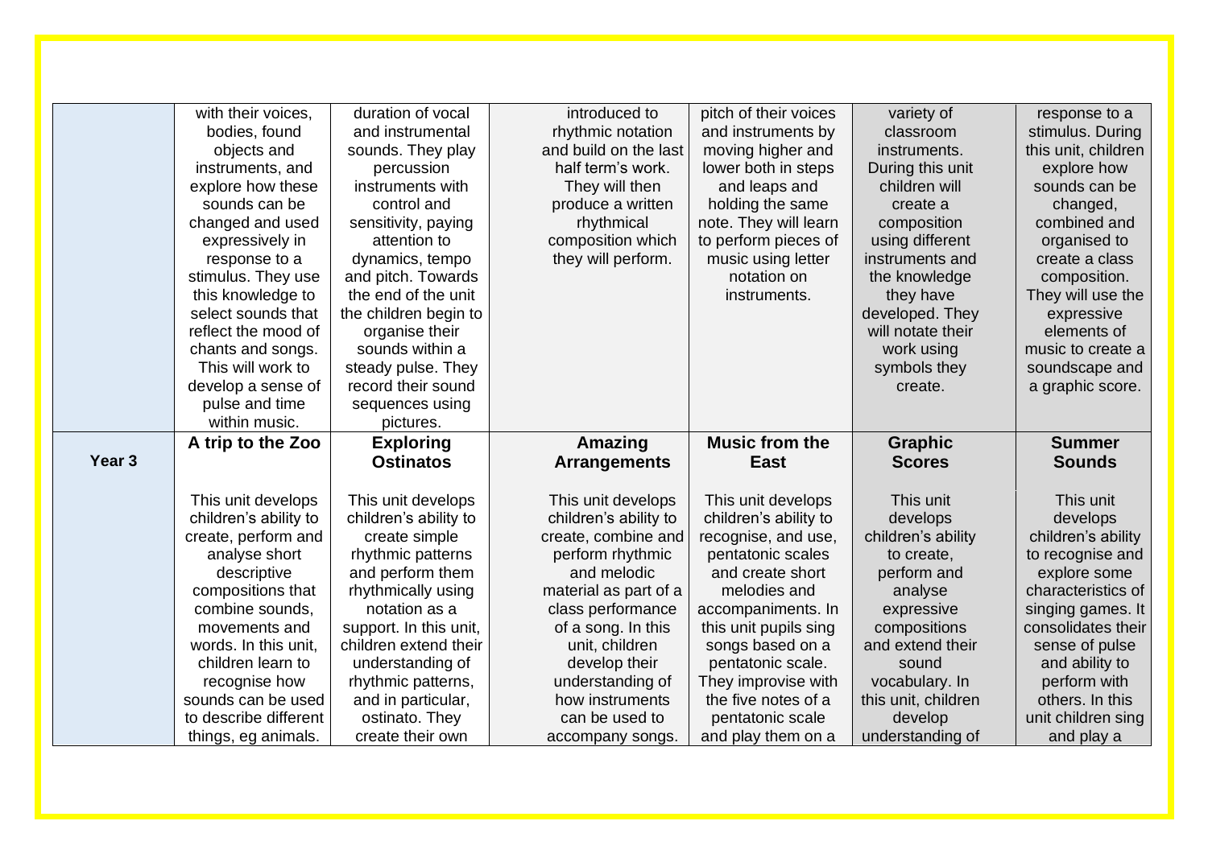| | | | | | | |
|---|---|---|---|---|---|---|
| | with their voices, bodies, found objects and instruments, and explore how these sounds can be changed and used expressively in response to a stimulus. They use this knowledge to select sounds that reflect the mood of chants and songs. This will work to develop a sense of pulse and time within music. | duration of vocal and instrumental sounds. They play percussion instruments with control and sensitivity, paying attention to dynamics, tempo and pitch. Towards the end of the unit the children begin to organise their sounds within a steady pulse. They record their sound sequences using pictures. | introduced to rhythmic notation and build on the last half term's work. They will then produce a written rhythmical composition which they will perform. | pitch of their voices and instruments by moving higher and lower both in steps and leaps and holding the same note. They will learn to perform pieces of music using letter notation on instruments. | variety of classroom instruments. During this unit children will create a composition using different instruments and the knowledge they have developed. They will notate their work using symbols they create. | response to a stimulus. During this unit, children explore how sounds can be changed, combined and organised to create a class composition. They will use the expressive elements of music to create a soundscape and a graphic score. |
| **Year 3** | **A trip to the Zoo**<br><br>This unit develops children's ability to create, perform and analyse short descriptive compositions that combine sounds, movements and words. In this unit, children learn to recognise how sounds can be used to describe different things, eg animals. | **Exploring Ostinatos**<br><br>This unit develops children's ability to create simple rhythmic patterns and perform them rhythmically using notation as a support. In this unit, children extend their understanding of rhythmic patterns, and in particular, ostinato. They create their own | **Amazing Arrangements**<br><br>This unit develops children's ability to create, combine and perform rhythmic and melodic material as part of a class performance of a song. In this unit, children develop their understanding of how instruments can be used to accompany songs. | **Music from the East**<br><br>This unit develops children's ability to recognise, and use, pentatonic scales and create short melodies and accompaniments. In this unit pupils sing songs based on a pentatonic scale. They improvise with the five notes of a pentatonic scale and play them on a | **Graphic Scores**<br><br>This unit develops children's ability to create, perform and analyse expressive compositions and extend their sound vocabulary. In this unit, children develop understanding of | **Summer Sounds**<br><br>This unit develops children's ability to recognise and explore some characteristics of singing games. It consolidates their sense of pulse and ability to perform with others. In this unit children sing and play a |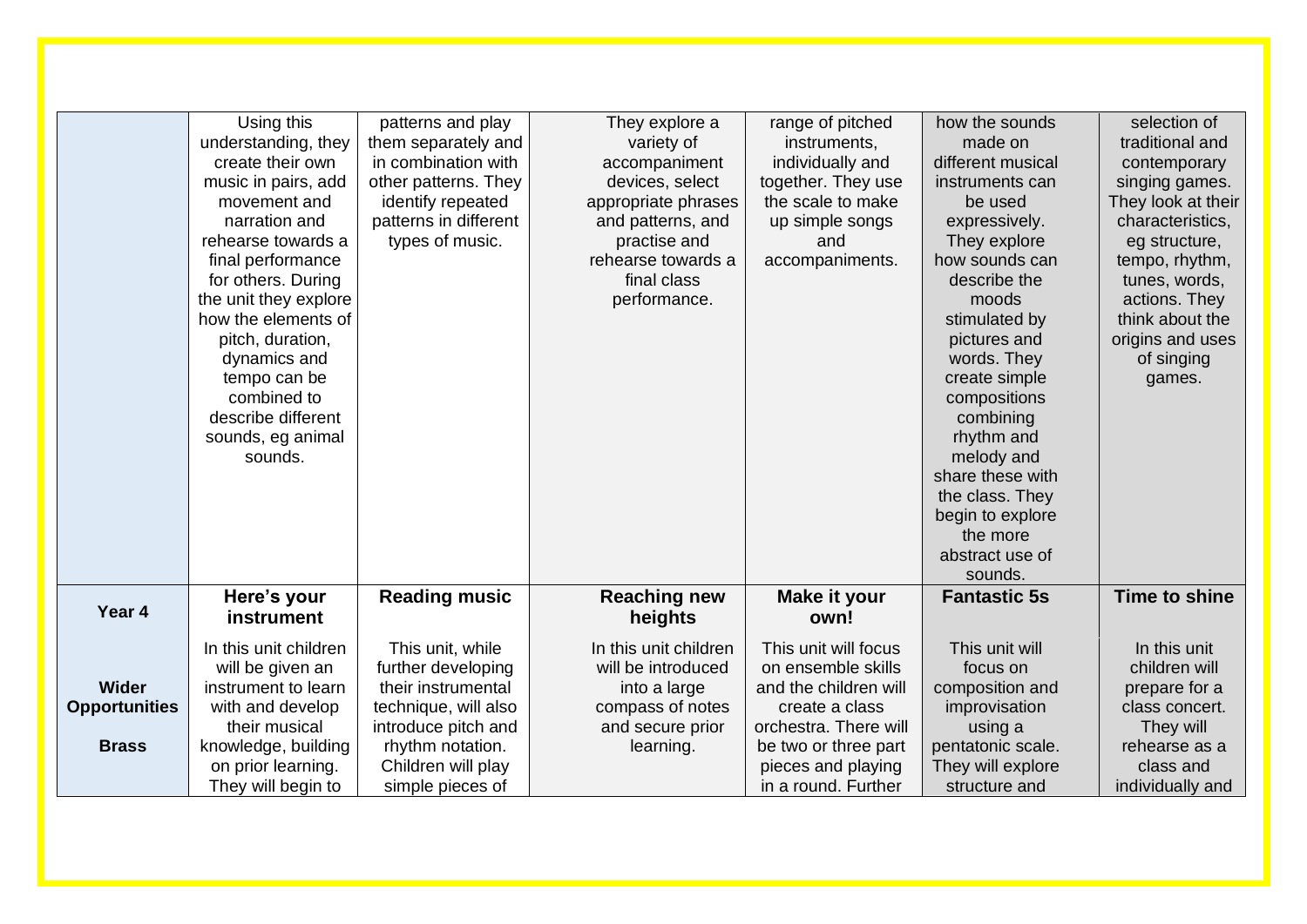| | | | | | | |
|---|---|---|---|---|---|---|
| | Using this understanding, they create their own music in pairs, add movement and narration and rehearse towards a final performance for others. During the unit they explore how the elements of pitch, duration, dynamics and tempo can be combined to describe different sounds, eg animal sounds. | patterns and play them separately and in combination with other patterns. They identify repeated patterns in different types of music. | They explore a variety of accompaniment devices, select appropriate phrases and patterns, and practise and rehearse towards a final class performance. | range of pitched instruments, individually and together. They use the scale to make up simple songs and accompaniments. | how the sounds made on different musical instruments can be used expressively. They explore how sounds can describe the moods stimulated by pictures and words. They create simple compositions combining rhythm and melody and share these with the class. They begin to explore the more abstract use of sounds. | selection of traditional and contemporary singing games. They look at their characteristics, eg structure, tempo, rhythm, tunes, words, actions. They think about the origins and uses of singing games. |
| **Year 4**<br><br>**Wider Opportunities**<br><br>**Brass** | **Here's your instrument**<br><br>In this unit children will be given an instrument to learn with and develop their musical knowledge, building on prior learning. They will begin to | **Reading music**<br><br>This unit, while further developing their instrumental technique, will also introduce pitch and rhythm notation. Children will play simple pieces of | **Reaching new heights**<br><br>In this unit children will be introduced into a large compass of notes and secure prior learning. | **Make it your own!**<br><br>This unit will focus on ensemble skills and the children will create a class orchestra. There will be two or three part pieces and playing in a round. Further | **Fantastic 5s**<br><br>This unit will focus on composition and improvisation using a pentatonic scale. They will explore structure and | **Time to shine**<br><br>In this unit children will prepare for a class concert. They will rehearse as a class and individually and |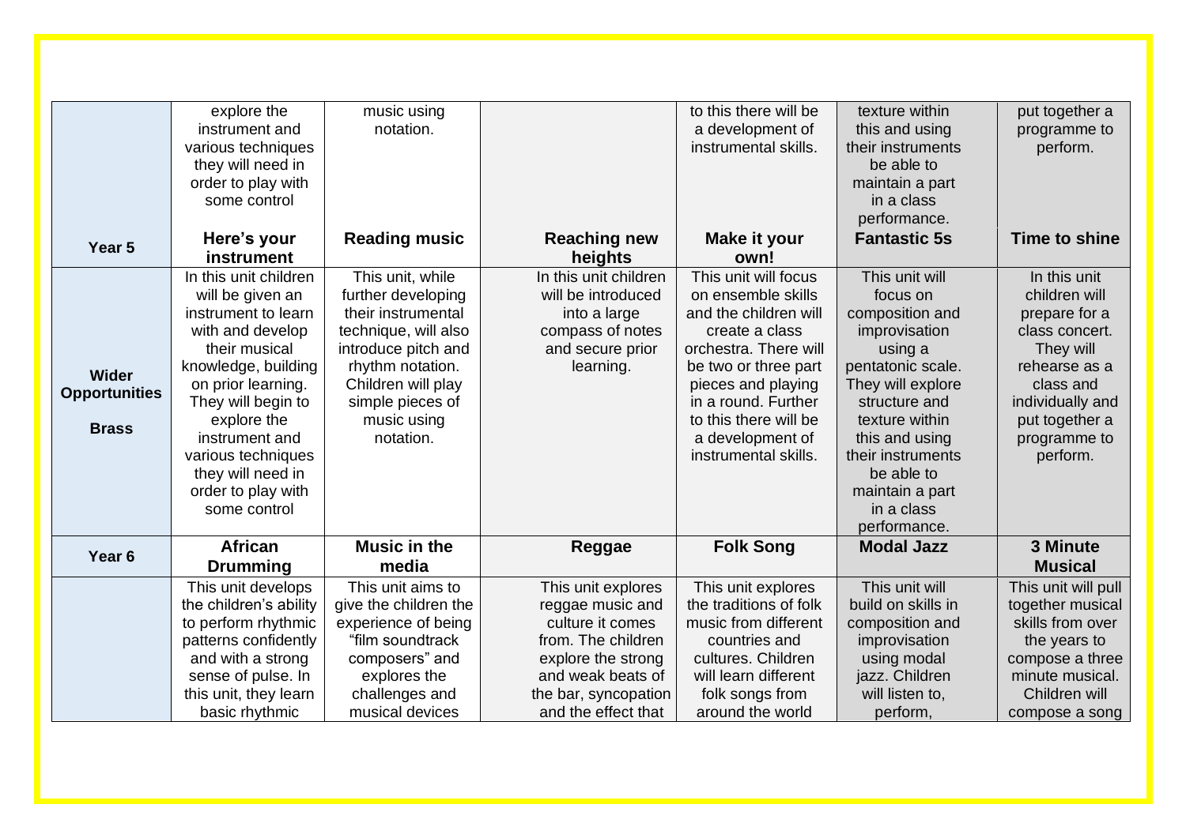| | | | | | | |
|---|---|---|---|---|---|---|
| | explore the instrument and various techniques they will need in order to play with some control | music using notation. | | to this there will be a development of instrumental skills. | texture within this and using their instruments be able to maintain a part in a class performance. | put together a programme to perform. |
| **Year 5** | **Here's your instrument** | **Reading music** | **Reaching new heights** | **Make it your own!** | **Fantastic 5s** | **Time to shine** |
| **Wider Opportunities Brass** | In this unit children will be given an instrument to learn with and develop their musical knowledge, building on prior learning. They will begin to explore the instrument and various techniques they will need in order to play with some control | This unit, while further developing their instrumental technique, will also introduce pitch and rhythm notation. Children will play simple pieces of music using notation. | In this unit children will be introduced into a large compass of notes and secure prior learning. | This unit will focus on ensemble skills and the children will create a class orchestra. There will be two or three part pieces and playing in a round. Further to this there will be a development of instrumental skills. | This unit will focus on composition and improvisation using a pentatonic scale. They will explore structure and texture within this and using their instruments be able to maintain a part in a class performance. | In this unit children will prepare for a class concert. They will rehearse as a class and individually and put together a programme to perform. |
| **Year 6** | **African Drumming** | **Music in the media** | **Reggae** | **Folk Song** | **Modal Jazz** | **3 Minute Musical** |
| | This unit develops the children's ability to perform rhythmic patterns confidently and with a strong sense of pulse. In this unit, they learn basic rhythmic | This unit aims to give the children the experience of being "film soundtrack composers" and explores the challenges and musical devices | This unit explores reggae music and culture it comes from. The children explore the strong and weak beats of the bar, syncopation and the effect that | This unit explores the traditions of folk music from different countries and cultures. Children will learn different folk songs from around the world | This unit will build on skills in composition and improvisation using modal jazz. Children will listen to, perform, | This unit will pull together musical skills from over the years to compose a three minute musical. Children will compose a song |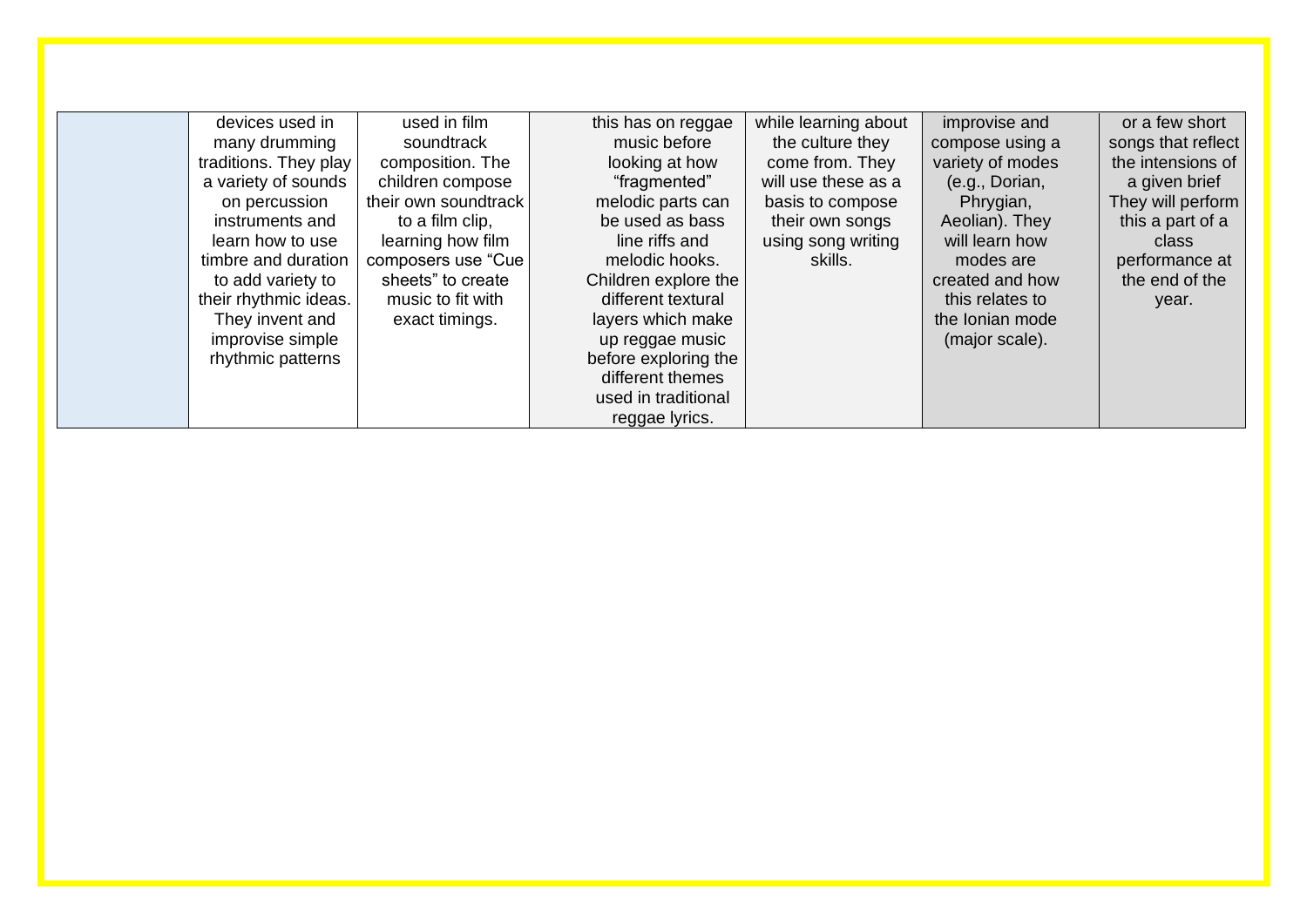| | | | | | | |
|---|---|---|---|---|---|---|
| | devices used in many drumming traditions. They play a variety of sounds on percussion instruments and learn how to use timbre and duration to add variety to their rhythmic ideas. They invent and improvise simple rhythmic patterns | used in film soundtrack composition. The children compose their own soundtrack to a film clip, learning how film composers use "Cue sheets" to create music to fit with exact timings. | this has on reggae music before looking at how "fragmented" melodic parts can be used as bass line riffs and melodic hooks. Children explore the different textural layers which make up reggae music before exploring the different themes used in traditional reggae lyrics. | while learning about the culture they come from. They will use these as a basis to compose their own songs using song writing skills. | improvise and compose using a variety of modes (e.g., Dorian, Phrygian, Aeolian). They will learn how modes are created and how this relates to the Ionian mode (major scale). | or a few short songs that reflect the intensions of a given brief They will perform this a part of a class performance at the end of the year. |